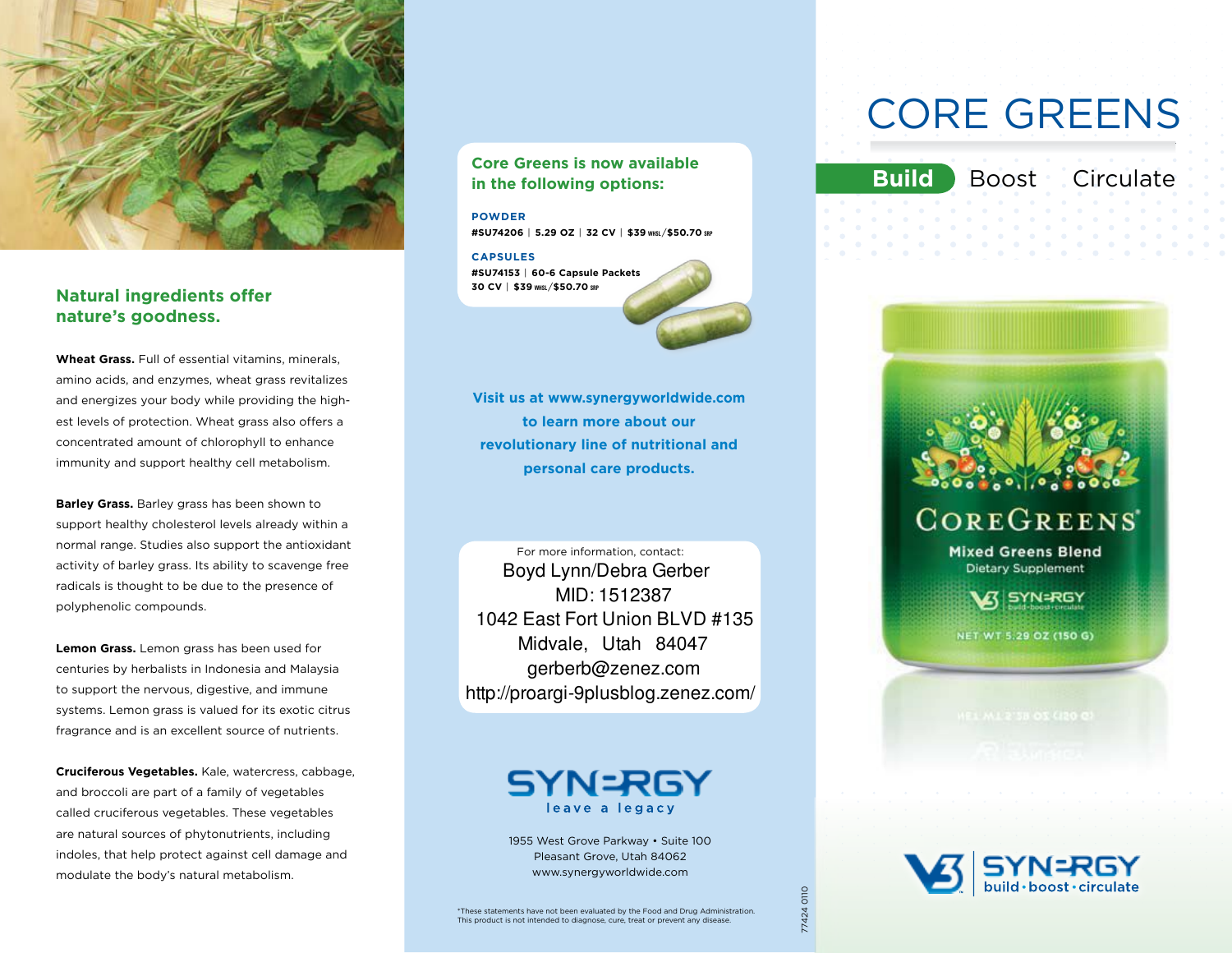## Natural ingredients offer nature's goodness.

**Wheat Grass.** Full of essential vitamins, minerals, amino acids, and enzymes, wheat grass revitalizes and energizes your body while providing the highest levels of protection. Wheat grass also offers a concentrated amount of chlorophyll to enhance immunity and support healthy cell metabolism.

**Barley Grass.** Barley grass has been shown to support healthy cholesterol levels already within a normal range. Studies also support the antioxidant activity of barley grass. Its ability to scavenge free radicals is thought to be due to the presence of polyphenolic compounds.

**Lemon Grass.** Lemon grass has been used for centuries by herbalists in Indonesia and Malaysia to support the nervous, digestive, and immune systems. Lemon grass is valued for its exotic citrus fragrance and is an excellent source of nutrients.

**Cruciferous Vegetables.** Kale, watercress, cabbage, and broccoli are part of a family of vegetables called cruciferous vegetables. These vegetables are natural sources of phytonutrients, including indoles, that help protect against cell damage and modulate the body's natural metabolism.

**Core Greens is now available in the following options:**

**POWDER**
**#SU74206 | 5.29 OZ | 32 CV | $39 WHSL/$50.70 SRP**

**CAPSULES**
**#SU74153 | 60-6 Capsule Packets**
**30 CV | $39 WHSL/$50.70 SRP**

**Visit us at www.synergyworldwide.com to learn more about our revolutionary line of nutritional and personal care products.**

For more information, contact:
Boyd Lynn/Debra Gerber
MID: 1512387
1042 East Fort Union BLVD #135
Midvale, Utah 84047
gerberb@zenez.com
http://proargi-9plusblog.zenez.com/

SYNERGY
leave a legacy

1955 West Grove Parkway • Suite 100
Pleasant Grove, Utah 84062
www.synergyworldwide.com

*These statements have not been evaluated by the Food and Drug Administration. This product is not intended to diagnose, cure, treat or prevent any disease.

77424 0110

# CORE GREENS

**Build** Boost Circulate

CoreGreens®
Mixed Greens Blend
Dietary Supplement
SYNERGY build • boost • circulate
NET WT 5.29 OZ (150 G)

SYNERGY
build • boost • circulate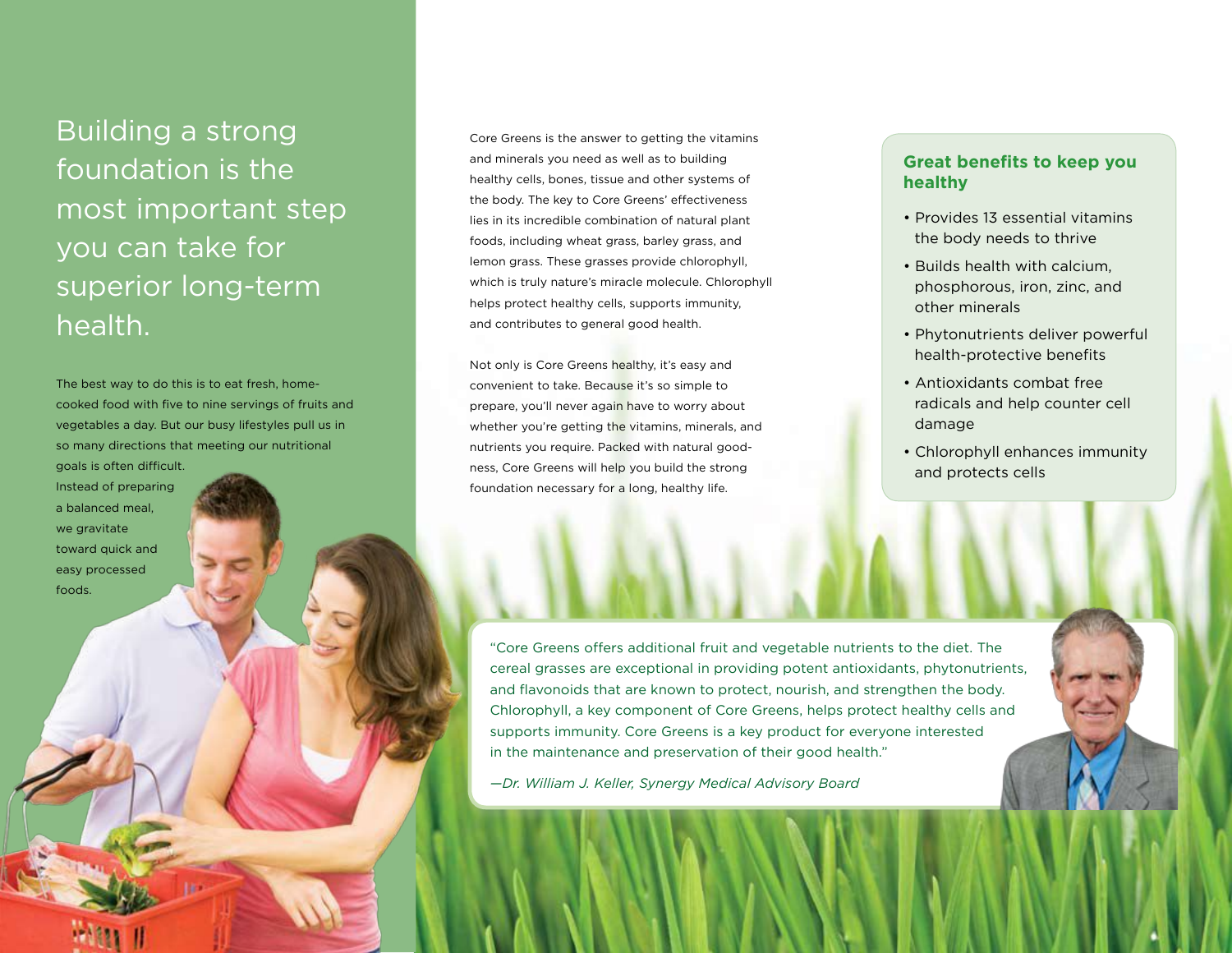# Building a strong foundation is the most important step you can take for superior long-term health.

The best way to do this is to eat fresh, home-cooked food with five to nine servings of fruits and vegetables a day. But our busy lifestyles pull us in so many directions that meeting our nutritional goals is often difficult. Instead of preparing a balanced meal, we gravitate toward quick and easy processed foods.

Core Greens is the answer to getting the vitamins and minerals you need as well as to building healthy cells, bones, tissue and other systems of the body. The key to Core Greens' effectiveness lies in its incredible combination of natural plant foods, including wheat grass, barley grass, and lemon grass. These grasses provide chlorophyll, which is truly nature's miracle molecule. Chlorophyll helps protect healthy cells, supports immunity, and contributes to general good health.

Not only is Core Greens healthy, it's easy and convenient to take. Because it's so simple to prepare, you'll never again have to worry about whether you're getting the vitamins, minerals, and nutrients you require. Packed with natural goodness, Core Greens will help you build the strong foundation necessary for a long, healthy life.

## Great benefits to keep you healthy

- Provides 13 essential vitamins the body needs to thrive
- Builds health with calcium, phosphorous, iron, zinc, and other minerals
- Phytonutrients deliver powerful health-protective benefits
- Antioxidants combat free radicals and help counter cell damage
- Chlorophyll enhances immunity and protects cells

"Core Greens offers additional fruit and vegetable nutrients to the diet. The cereal grasses are exceptional in providing potent antioxidants, phytonutrients, and flavonoids that are known to protect, nourish, and strengthen the body. Chlorophyll, a key component of Core Greens, helps protect healthy cells and supports immunity. Core Greens is a key product for everyone interested in the maintenance and preservation of their good health."

*—Dr. William J. Keller, Synergy Medical Advisory Board*